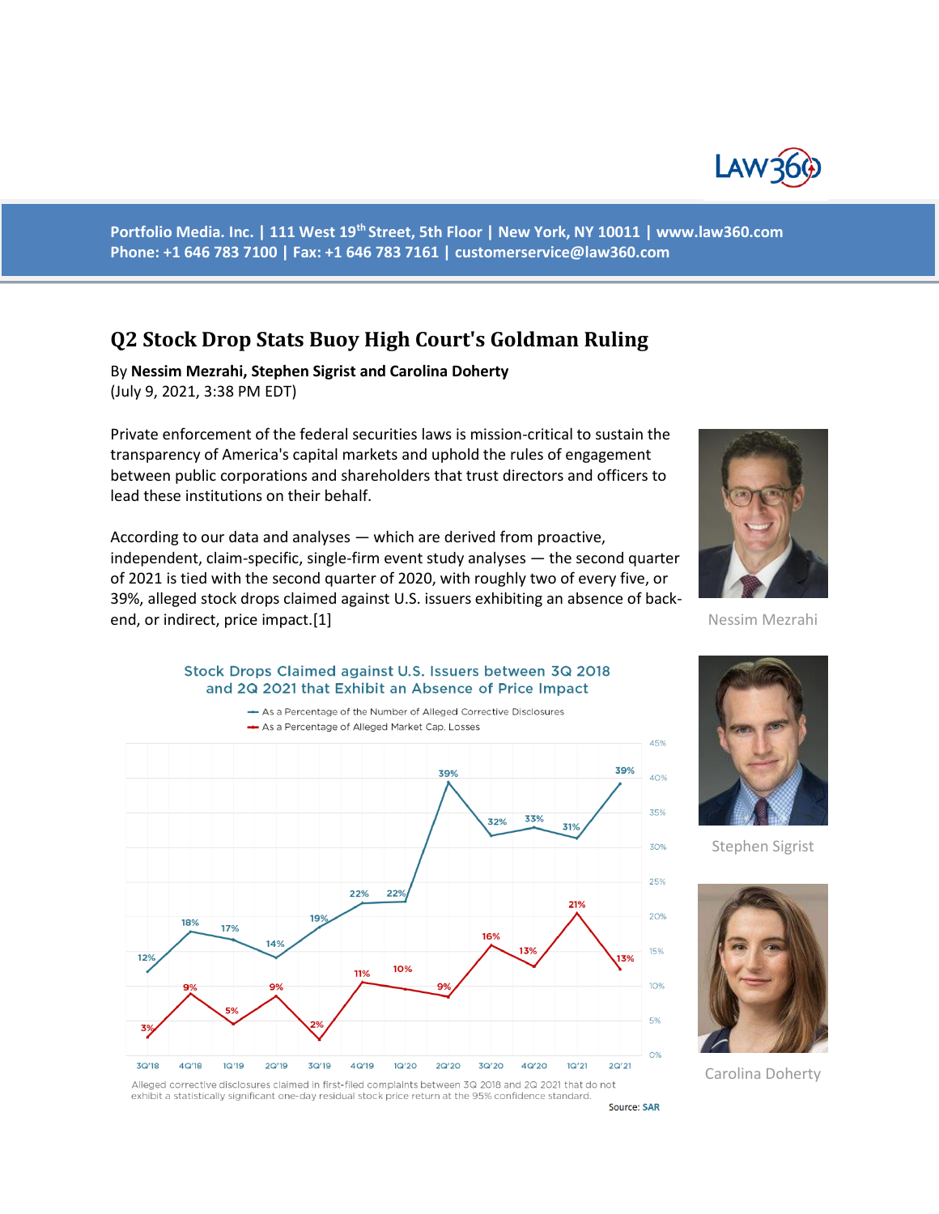Portfolio Media. Inc. | 111 West 19th Street, 5th Floor | New York, NY 10011 | www.law360.com
Phone: +1 646 783 7100 | Fax: +1 646 783 7161 | customerservice@law360.com

# Q2 Stock Drop Stats Buoy High Court's Goldman Ruling

By **Nessim Mezrahi, Stephen Sigrist and Carolina Doherty**
(July 9, 2021, 3:38 PM EDT)

Private enforcement of the federal securities laws is mission-critical to sustain the transparency of America's capital markets and uphold the rules of engagement between public corporations and shareholders that trust directors and officers to lead these institutions on their behalf.

According to our data and analyses — which are derived from proactive, independent, claim-specific, single-firm event study analyses — the second quarter of 2021 is tied with the second quarter of 2020, with roughly two of every five, or 39%, alleged stock drops claimed against U.S. issuers exhibiting an absence of back-end, or indirect, price impact.[1]

Nessim Mezrahi

Stephen Sigrist

Carolina Doherty

**Stock Drops Claimed against U.S. Issuers between 3Q 2018 and 2Q 2021 that Exhibit an Absence of Price Impact**

| Quarter | As a Percentage of the Number of Alleged Corrective Disclosures | As a Percentage of Alleged Market Cap. Losses |
|---|---|---|
| 3Q'18 | 12% | 3% |
| 4Q'18 | 18% | 9% |
| 1Q'19 | 17% | 5% |
| 2Q'19 | 14% | 9% |
| 3Q'19 | 19% | 2% |
| 4Q'19 | 22% | 11% |
| 1Q'20 | 22% | 10% |
| 2Q'20 | 39% | 9% |
| 3Q'20 | 32% | 16% |
| 4Q'20 | 33% | 13% |
| 1Q'21 | 31% | 21% |
| 2Q'21 | 39% | 13% |

Alleged corrective disclosures claimed in first-filed complaints between 3Q 2018 and 2Q 2021 that do not exhibit a statistically significant one-day residual stock price return at the 95% confidence standard.

Source: SAR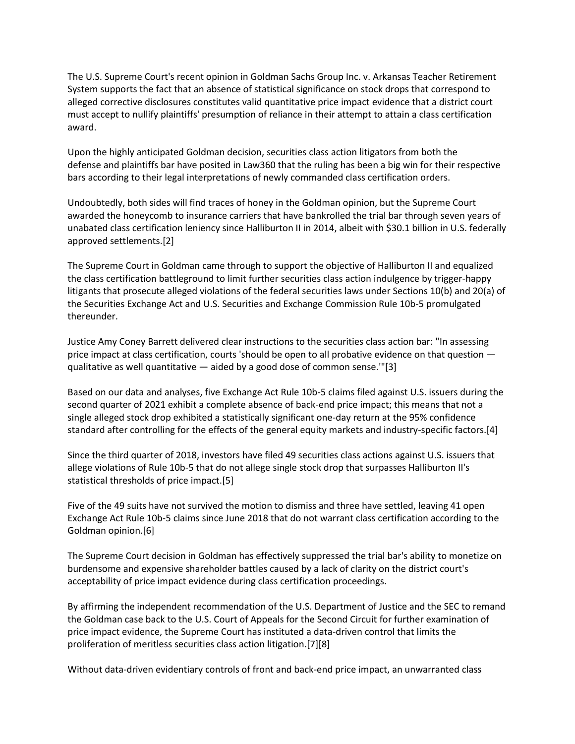The U.S. Supreme Court's recent opinion in Goldman Sachs Group Inc. v. Arkansas Teacher Retirement System supports the fact that an absence of statistical significance on stock drops that correspond to alleged corrective disclosures constitutes valid quantitative price impact evidence that a district court must accept to nullify plaintiffs' presumption of reliance in their attempt to attain a class certification award.

Upon the highly anticipated Goldman decision, securities class action litigators from both the defense and plaintiffs bar have posited in Law360 that the ruling has been a big win for their respective bars according to their legal interpretations of newly commanded class certification orders.

Undoubtedly, both sides will find traces of honey in the Goldman opinion, but the Supreme Court awarded the honeycomb to insurance carriers that have bankrolled the trial bar through seven years of unabated class certification leniency since Halliburton II in 2014, albeit with $30.1 billion in U.S. federally approved settlements.[2]

The Supreme Court in Goldman came through to support the objective of Halliburton II and equalized the class certification battleground to limit further securities class action indulgence by trigger-happy litigants that prosecute alleged violations of the federal securities laws under Sections 10(b) and 20(a) of the Securities Exchange Act and U.S. Securities and Exchange Commission Rule 10b-5 promulgated thereunder.

Justice Amy Coney Barrett delivered clear instructions to the securities class action bar: "In assessing price impact at class certification, courts 'should be open to all probative evidence on that question — qualitative as well quantitative — aided by a good dose of common sense.'"[3]

Based on our data and analyses, five Exchange Act Rule 10b-5 claims filed against U.S. issuers during the second quarter of 2021 exhibit a complete absence of back-end price impact; this means that not a single alleged stock drop exhibited a statistically significant one-day return at the 95% confidence standard after controlling for the effects of the general equity markets and industry-specific factors.[4]

Since the third quarter of 2018, investors have filed 49 securities class actions against U.S. issuers that allege violations of Rule 10b-5 that do not allege single stock drop that surpasses Halliburton II's statistical thresholds of price impact.[5]

Five of the 49 suits have not survived the motion to dismiss and three have settled, leaving 41 open Exchange Act Rule 10b-5 claims since June 2018 that do not warrant class certification according to the Goldman opinion.[6]

The Supreme Court decision in Goldman has effectively suppressed the trial bar's ability to monetize on burdensome and expensive shareholder battles caused by a lack of clarity on the district court's acceptability of price impact evidence during class certification proceedings.

By affirming the independent recommendation of the U.S. Department of Justice and the SEC to remand the Goldman case back to the U.S. Court of Appeals for the Second Circuit for further examination of price impact evidence, the Supreme Court has instituted a data-driven control that limits the proliferation of meritless securities class action litigation.[7][8]

Without data-driven evidentiary controls of front and back-end price impact, an unwarranted class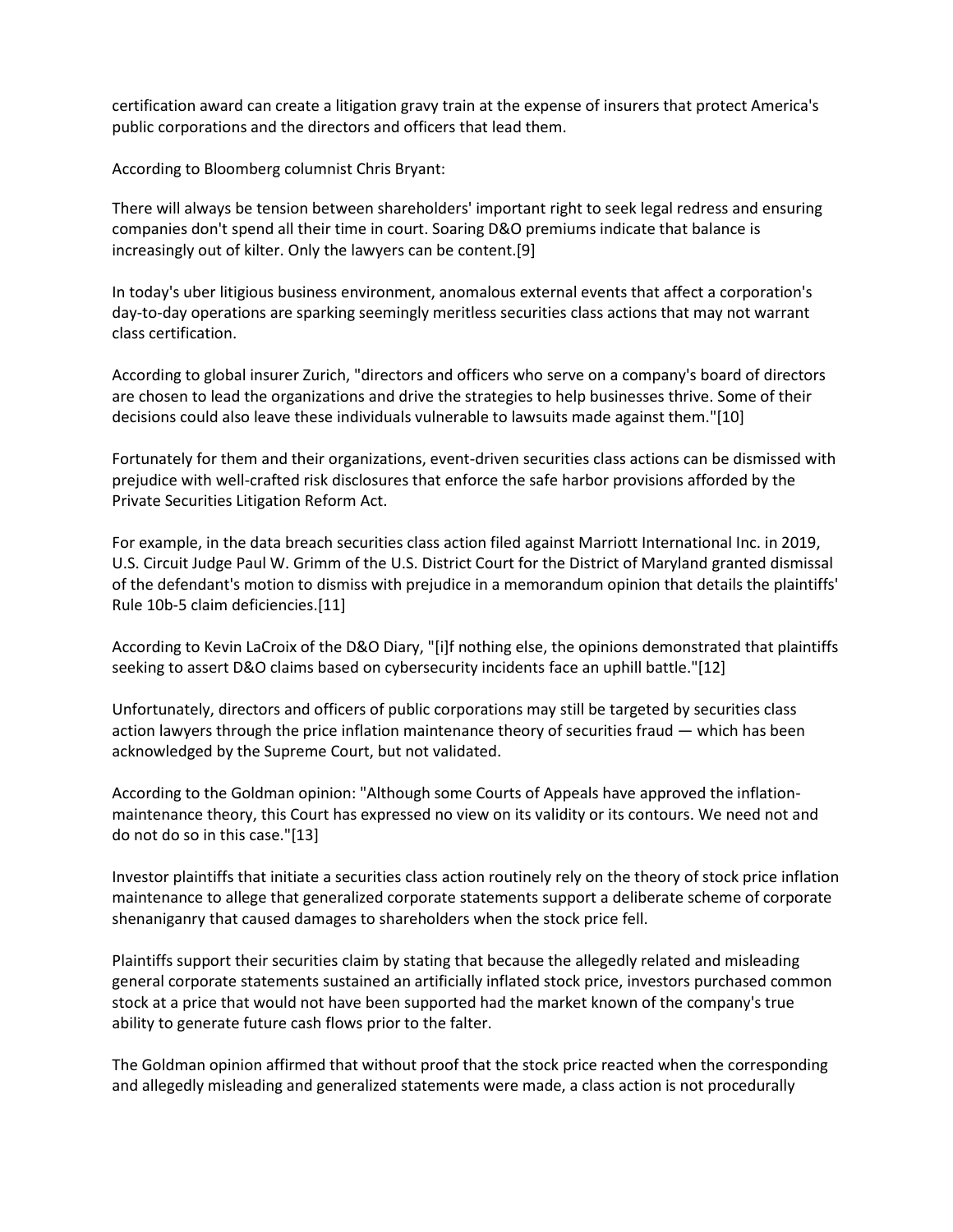certification award can create a litigation gravy train at the expense of insurers that protect America's public corporations and the directors and officers that lead them.

According to Bloomberg columnist Chris Bryant:

There will always be tension between shareholders' important right to seek legal redress and ensuring companies don't spend all their time in court. Soaring D&O premiums indicate that balance is increasingly out of kilter. Only the lawyers can be content.[9]

In today's uber litigious business environment, anomalous external events that affect a corporation's day-to-day operations are sparking seemingly meritless securities class actions that may not warrant class certification.

According to global insurer Zurich, "directors and officers who serve on a company's board of directors are chosen to lead the organizations and drive the strategies to help businesses thrive. Some of their decisions could also leave these individuals vulnerable to lawsuits made against them."[10]

Fortunately for them and their organizations, event-driven securities class actions can be dismissed with prejudice with well-crafted risk disclosures that enforce the safe harbor provisions afforded by the Private Securities Litigation Reform Act.

For example, in the data breach securities class action filed against Marriott International Inc. in 2019, U.S. Circuit Judge Paul W. Grimm of the U.S. District Court for the District of Maryland granted dismissal of the defendant's motion to dismiss with prejudice in a memorandum opinion that details the plaintiffs' Rule 10b-5 claim deficiencies.[11]

According to Kevin LaCroix of the D&O Diary, "[i]f nothing else, the opinions demonstrated that plaintiffs seeking to assert D&O claims based on cybersecurity incidents face an uphill battle."[12]

Unfortunately, directors and officers of public corporations may still be targeted by securities class action lawyers through the price inflation maintenance theory of securities fraud — which has been acknowledged by the Supreme Court, but not validated.

According to the Goldman opinion: "Although some Courts of Appeals have approved the inflation-maintenance theory, this Court has expressed no view on its validity or its contours. We need not and do not do so in this case."[13]

Investor plaintiffs that initiate a securities class action routinely rely on the theory of stock price inflation maintenance to allege that generalized corporate statements support a deliberate scheme of corporate shenaniganry that caused damages to shareholders when the stock price fell.

Plaintiffs support their securities claim by stating that because the allegedly related and misleading general corporate statements sustained an artificially inflated stock price, investors purchased common stock at a price that would not have been supported had the market known of the company's true ability to generate future cash flows prior to the falter.

The Goldman opinion affirmed that without proof that the stock price reacted when the corresponding and allegedly misleading and generalized statements were made, a class action is not procedurally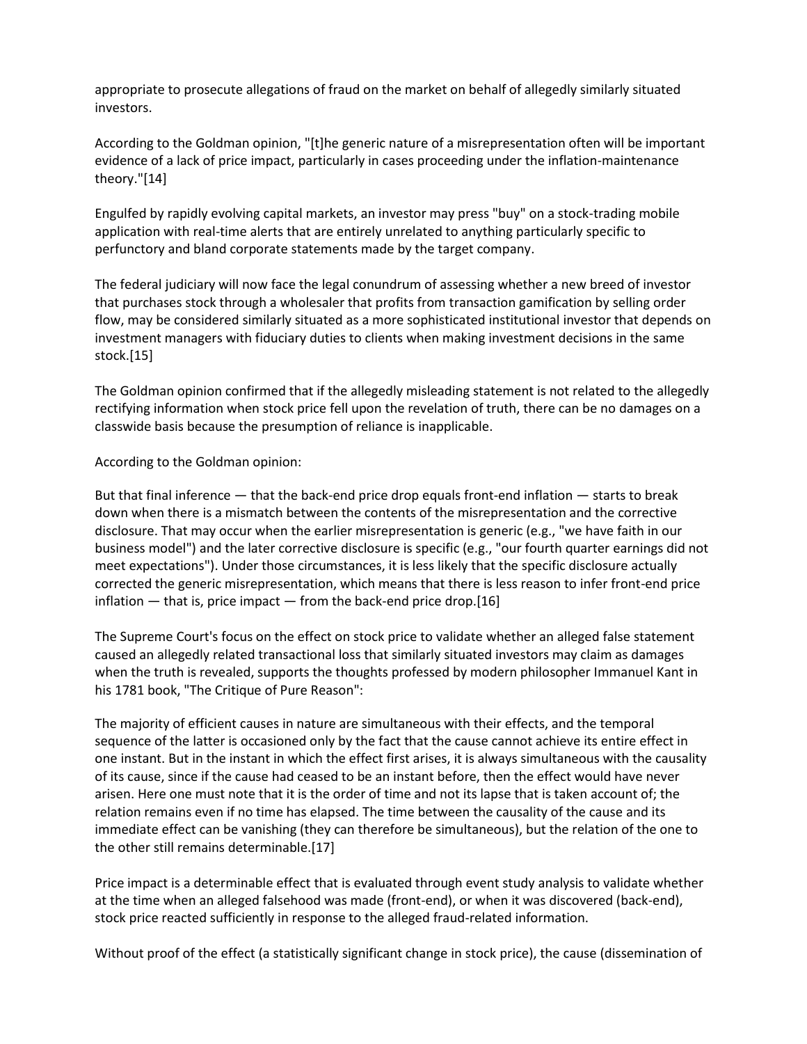appropriate to prosecute allegations of fraud on the market on behalf of allegedly similarly situated investors.

According to the Goldman opinion, "[t]he generic nature of a misrepresentation often will be important evidence of a lack of price impact, particularly in cases proceeding under the inflation-maintenance theory."[14]

Engulfed by rapidly evolving capital markets, an investor may press "buy" on a stock-trading mobile application with real-time alerts that are entirely unrelated to anything particularly specific to perfunctory and bland corporate statements made by the target company.

The federal judiciary will now face the legal conundrum of assessing whether a new breed of investor that purchases stock through a wholesaler that profits from transaction gamification by selling order flow, may be considered similarly situated as a more sophisticated institutional investor that depends on investment managers with fiduciary duties to clients when making investment decisions in the same stock.[15]

The Goldman opinion confirmed that if the allegedly misleading statement is not related to the allegedly rectifying information when stock price fell upon the revelation of truth, there can be no damages on a classwide basis because the presumption of reliance is inapplicable.

According to the Goldman opinion:

But that final inference — that the back-end price drop equals front-end inflation — starts to break down when there is a mismatch between the contents of the misrepresentation and the corrective disclosure. That may occur when the earlier misrepresentation is generic (e.g., "we have faith in our business model") and the later corrective disclosure is specific (e.g., "our fourth quarter earnings did not meet expectations"). Under those circumstances, it is less likely that the specific disclosure actually corrected the generic misrepresentation, which means that there is less reason to infer front-end price inflation — that is, price impact — from the back-end price drop.[16]

The Supreme Court's focus on the effect on stock price to validate whether an alleged false statement caused an allegedly related transactional loss that similarly situated investors may claim as damages when the truth is revealed, supports the thoughts professed by modern philosopher Immanuel Kant in his 1781 book, "The Critique of Pure Reason":

The majority of efficient causes in nature are simultaneous with their effects, and the temporal sequence of the latter is occasioned only by the fact that the cause cannot achieve its entire effect in one instant. But in the instant in which the effect first arises, it is always simultaneous with the causality of its cause, since if the cause had ceased to be an instant before, then the effect would have never arisen. Here one must note that it is the order of time and not its lapse that is taken account of; the relation remains even if no time has elapsed. The time between the causality of the cause and its immediate effect can be vanishing (they can therefore be simultaneous), but the relation of the one to the other still remains determinable.[17]

Price impact is a determinable effect that is evaluated through event study analysis to validate whether at the time when an alleged falsehood was made (front-end), or when it was discovered (back-end), stock price reacted sufficiently in response to the alleged fraud-related information.

Without proof of the effect (a statistically significant change in stock price), the cause (dissemination of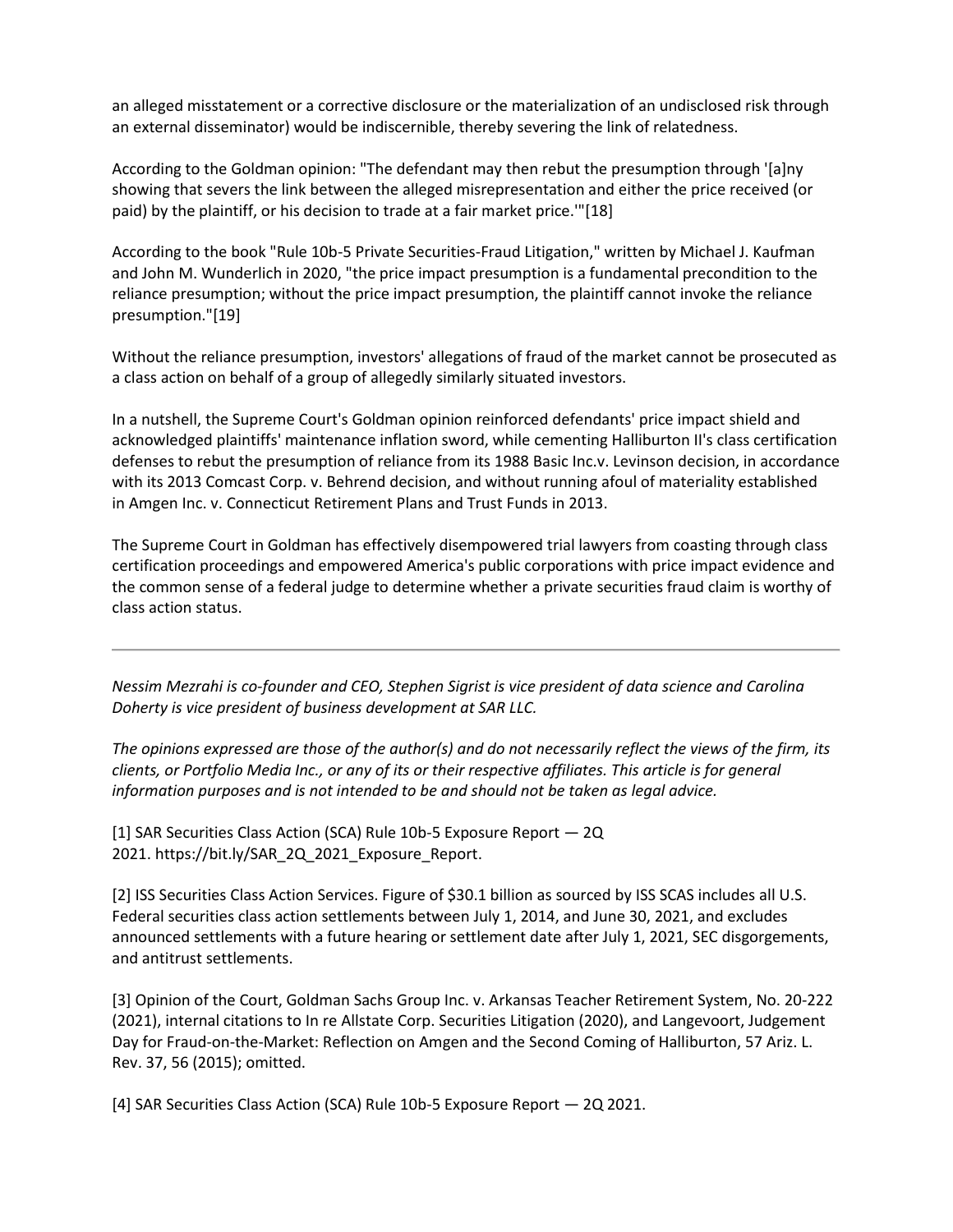an alleged misstatement or a corrective disclosure or the materialization of an undisclosed risk through an external disseminator) would be indiscernible, thereby severing the link of relatedness.

According to the Goldman opinion: "The defendant may then rebut the presumption through '[a]ny showing that severs the link between the alleged misrepresentation and either the price received (or paid) by the plaintiff, or his decision to trade at a fair market price.'"[18]

According to the book "Rule 10b-5 Private Securities-Fraud Litigation," written by Michael J. Kaufman and John M. Wunderlich in 2020, "the price impact presumption is a fundamental precondition to the reliance presumption; without the price impact presumption, the plaintiff cannot invoke the reliance presumption."[19]

Without the reliance presumption, investors' allegations of fraud of the market cannot be prosecuted as a class action on behalf of a group of allegedly similarly situated investors.

In a nutshell, the Supreme Court's Goldman opinion reinforced defendants' price impact shield and acknowledged plaintiffs' maintenance inflation sword, while cementing Halliburton II's class certification defenses to rebut the presumption of reliance from its 1988 Basic Inc.v. Levinson decision, in accordance with its 2013 Comcast Corp. v. Behrend decision, and without running afoul of materiality established in Amgen Inc. v. Connecticut Retirement Plans and Trust Funds in 2013.

The Supreme Court in Goldman has effectively disempowered trial lawyers from coasting through class certification proceedings and empowered America's public corporations with price impact evidence and the common sense of a federal judge to determine whether a private securities fraud claim is worthy of class action status.

---

*Nessim Mezrahi is co-founder and CEO, Stephen Sigrist is vice president of data science and Carolina Doherty is vice president of business development at SAR LLC.*

*The opinions expressed are those of the author(s) and do not necessarily reflect the views of the firm, its clients, or Portfolio Media Inc., or any of its or their respective affiliates. This article is for general information purposes and is not intended to be and should not be taken as legal advice.*

[1] SAR Securities Class Action (SCA) Rule 10b-5 Exposure Report — 2Q 2021. https://bit.ly/SAR_2Q_2021_Exposure_Report.

[2] ISS Securities Class Action Services. Figure of $30.1 billion as sourced by ISS SCAS includes all U.S. Federal securities class action settlements between July 1, 2014, and June 30, 2021, and excludes announced settlements with a future hearing or settlement date after July 1, 2021, SEC disgorgements, and antitrust settlements.

[3] Opinion of the Court, Goldman Sachs Group Inc. v. Arkansas Teacher Retirement System, No. 20-222 (2021), internal citations to In re Allstate Corp. Securities Litigation (2020), and Langevoort, Judgement Day for Fraud-on-the-Market: Reflection on Amgen and the Second Coming of Halliburton, 57 Ariz. L. Rev. 37, 56 (2015); omitted.

[4] SAR Securities Class Action (SCA) Rule 10b-5 Exposure Report — 2Q 2021.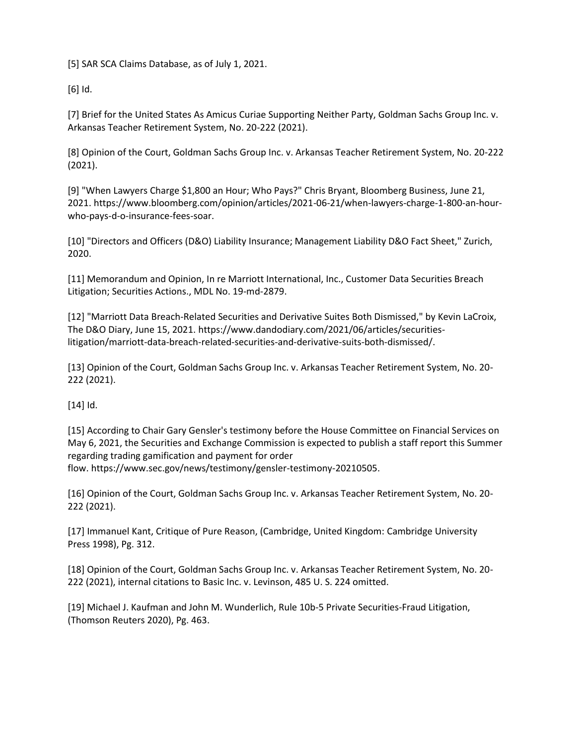[5] SAR SCA Claims Database, as of July 1, 2021.

[6] Id.

[7] Brief for the United States As Amicus Curiae Supporting Neither Party, Goldman Sachs Group Inc. v. Arkansas Teacher Retirement System, No. 20-222 (2021).

[8] Opinion of the Court, Goldman Sachs Group Inc. v. Arkansas Teacher Retirement System, No. 20-222 (2021).

[9] "When Lawyers Charge $1,800 an Hour; Who Pays?" Chris Bryant, Bloomberg Business, June 21, 2021. https://www.bloomberg.com/opinion/articles/2021-06-21/when-lawyers-charge-1-800-an-hour-who-pays-d-o-insurance-fees-soar.

[10] "Directors and Officers (D&O) Liability Insurance; Management Liability D&O Fact Sheet," Zurich, 2020.

[11] Memorandum and Opinion, In re Marriott International, Inc., Customer Data Securities Breach Litigation; Securities Actions., MDL No. 19-md-2879.

[12] "Marriott Data Breach-Related Securities and Derivative Suites Both Dismissed," by Kevin LaCroix, The D&O Diary, June 15, 2021. https://www.dandodiary.com/2021/06/articles/securities-litigation/marriott-data-breach-related-securities-and-derivative-suits-both-dismissed/.

[13] Opinion of the Court, Goldman Sachs Group Inc. v. Arkansas Teacher Retirement System, No. 20-222 (2021).

[14] Id.

[15] According to Chair Gary Gensler's testimony before the House Committee on Financial Services on May 6, 2021, the Securities and Exchange Commission is expected to publish a staff report this Summer regarding trading gamification and payment for order flow. https://www.sec.gov/news/testimony/gensler-testimony-20210505.

[16] Opinion of the Court, Goldman Sachs Group Inc. v. Arkansas Teacher Retirement System, No. 20-222 (2021).

[17] Immanuel Kant, Critique of Pure Reason, (Cambridge, United Kingdom: Cambridge University Press 1998), Pg. 312.

[18] Opinion of the Court, Goldman Sachs Group Inc. v. Arkansas Teacher Retirement System, No. 20-222 (2021), internal citations to Basic Inc. v. Levinson, 485 U. S. 224 omitted.

[19] Michael J. Kaufman and John M. Wunderlich, Rule 10b-5 Private Securities-Fraud Litigation, (Thomson Reuters 2020), Pg. 463.